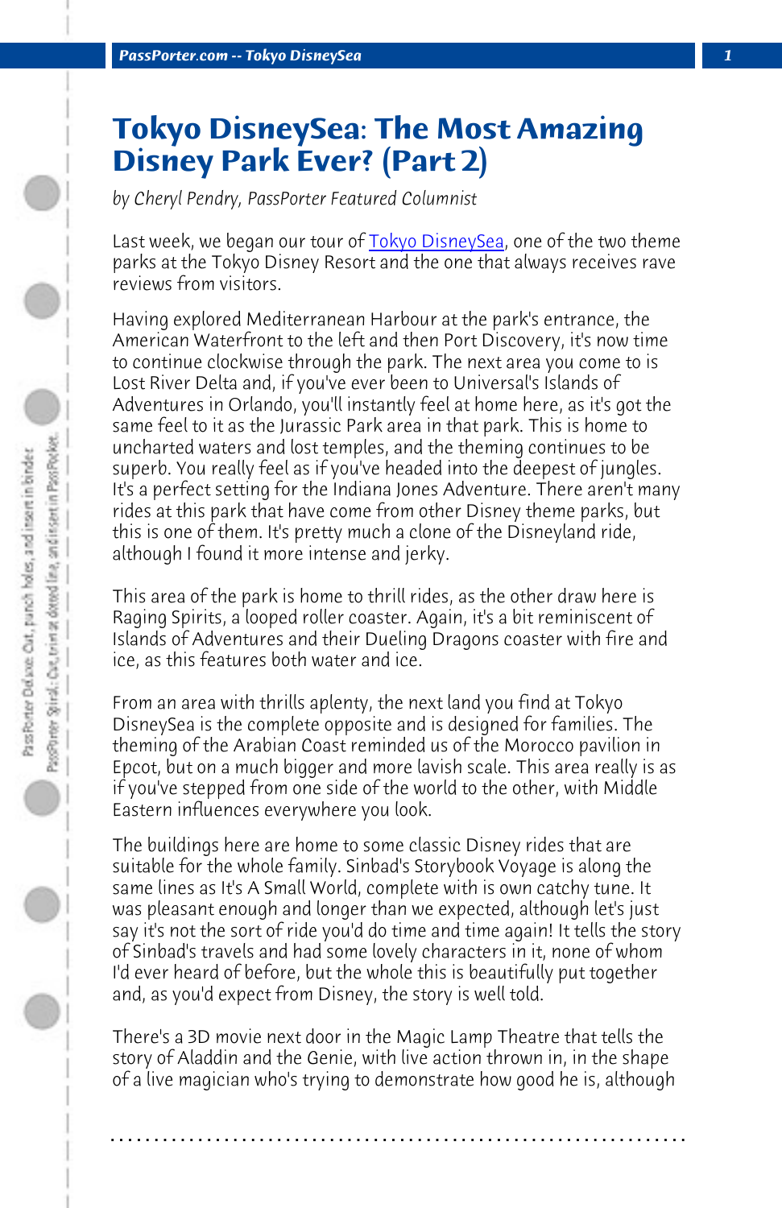# Tokyo DisneySea: The Most Amazing Disney Park Ever? (Part 2)

*by Cheryl Pendry, PassPorter Featured Columnist*

Last week, we began our tour of Tokyo DisneySea, one of the two theme parks at the Tokyo Disney Resort and the one that always receives rave reviews from visitors.

Having explored Mediterranean Harbour at the park's entrance, the American Waterfront to the left and then Port Discovery, it's now time to continue clockwise through the park. The next area you come to is Lost River Delta and, if you've ever been to Universal's Islands of Adventures in Orlando, you'll instantly feel at home here, as it's got the same feel to it as the Jurassic Park area in that park. This is home to uncharted waters and lost temples, and the theming continues to be superb. You really feel as if you've headed into the deepest of jungles. It's a perfect setting for the Indiana Jones Adventure. There aren't many rides at this park that have come from other Disney theme parks, but this is one of them. It's pretty much a clone of the Disneyland ride, although I found it more intense and jerky.

This area of the park is home to thrill rides, as the other draw here is Raging Spirits, a looped roller coaster. Again, it's a bit reminiscent of Islands of Adventures and their Dueling Dragons coaster with fire and ice, as this features both water and ice.

From an area with thrills aplenty, the next land you find at Tokyo DisneySea is the complete opposite and is designed for families. The theming of the Arabian Coast reminded us of the Morocco pavilion in Epcot, but on a much bigger and more lavish scale. This area really is as if you've stepped from one side of the world to the other, with Middle Eastern influences everywhere you look.

The buildings here are home to some classic Disney rides that are suitable for the whole family. Sinbad's Storybook Voyage is along the same lines as It's A Small World, complete with is own catchy tune. It was pleasant enough and longer than we expected, although let's just say it's not the sort of ride you'd do time and time again! It tells the story of Sinbad's travels and had some lovely characters in it, none of whom I'd ever heard of before, but the whole this is beautifully put together and, as you'd expect from Disney, the story is well told.

There's a 3D movie next door in the Magic Lamp Theatre that tells the story of Aladdin and the Genie, with live action thrown in, in the shape of a live magician who's trying to demonstrate how good he is, although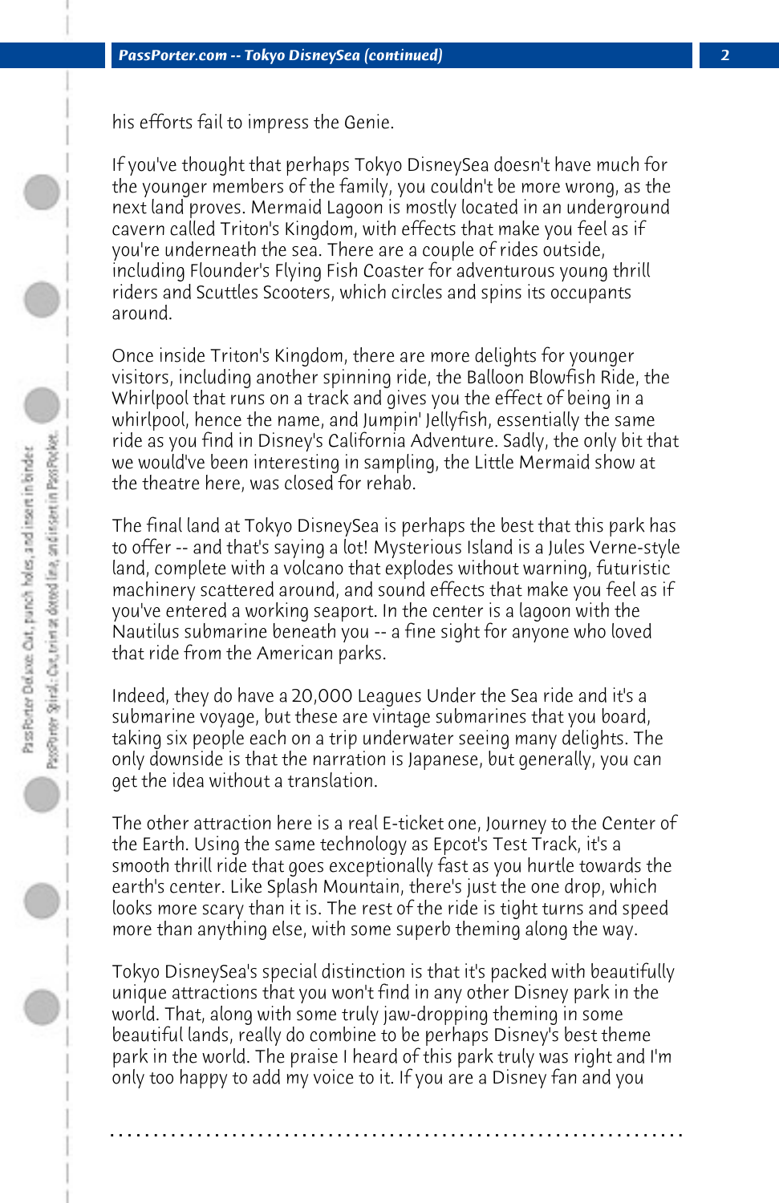his efforts fail to impress the Genie.

If you've thought that perhaps Tokyo DisneySea doesn't have much for the younger members of the family, you couldn't be more wrong, as the next land proves. Mermaid Lagoon is mostly located in an underground cavern called Triton's Kingdom, with effects that make you feel as if you're underneath the sea. There are a couple of rides outside, including Flounder's Flying Fish Coaster for adventurous young thrill riders and Scuttles Scooters, which circles and spins its occupants around.

Once inside Triton's Kingdom, there are more delights for younger visitors, including another spinning ride, the Balloon Blowfish Ride, the Whirlpool that runs on a track and gives you the effect of being in a whirlpool, hence the name, and Jumpin' Jellyfish, essentially the same ride as you find in Disney's California Adventure. Sadly, the only bit that we would've been interesting in sampling, the Little Mermaid show at the theatre here, was closed for rehab.

The final land at Tokyo DisneySea is perhaps the best that this park has to offer -- and that's saying a lot! Mysterious Island is a Jules Verne-style land, complete with a volcano that explodes without warning, futuristic machinery scattered around, and sound effects that make you feel as if you've entered a working seaport. In the center is a lagoon with the Nautilus submarine beneath you -- a fine sight for anyone who loved that ride from the American parks.

Indeed, they do have a 20,000 Leagues Under the Sea ride and it's a submarine voyage, but these are vintage submarines that you board, taking six people each on a trip underwater seeing many delights. The only downside is that the narration is Japanese, but generally, you can get the idea without a translation.

The other attraction here is a real E-ticket one, Journey to the Center of the Earth. Using the same technology as Epcot's Test Track, it's a smooth thrill ride that goes exceptionally fast as you hurtle towards the earth's center. Like Splash Mountain, there's just the one drop, which looks more scary than it is. The rest of the ride is tight turns and speed more than anything else, with some superb theming along the way.

Tokyo DisneySea's special distinction is that it's packed with beautifully unique attractions that you won't find in any other Disney park in the world. That, along with some truly jaw-dropping theming in some beautiful lands, really do combine to be perhaps Disney's best theme park in the world. The praise I heard of this park truly was right and I'm only too happy to add my voice to it. If you are a Disney fan and you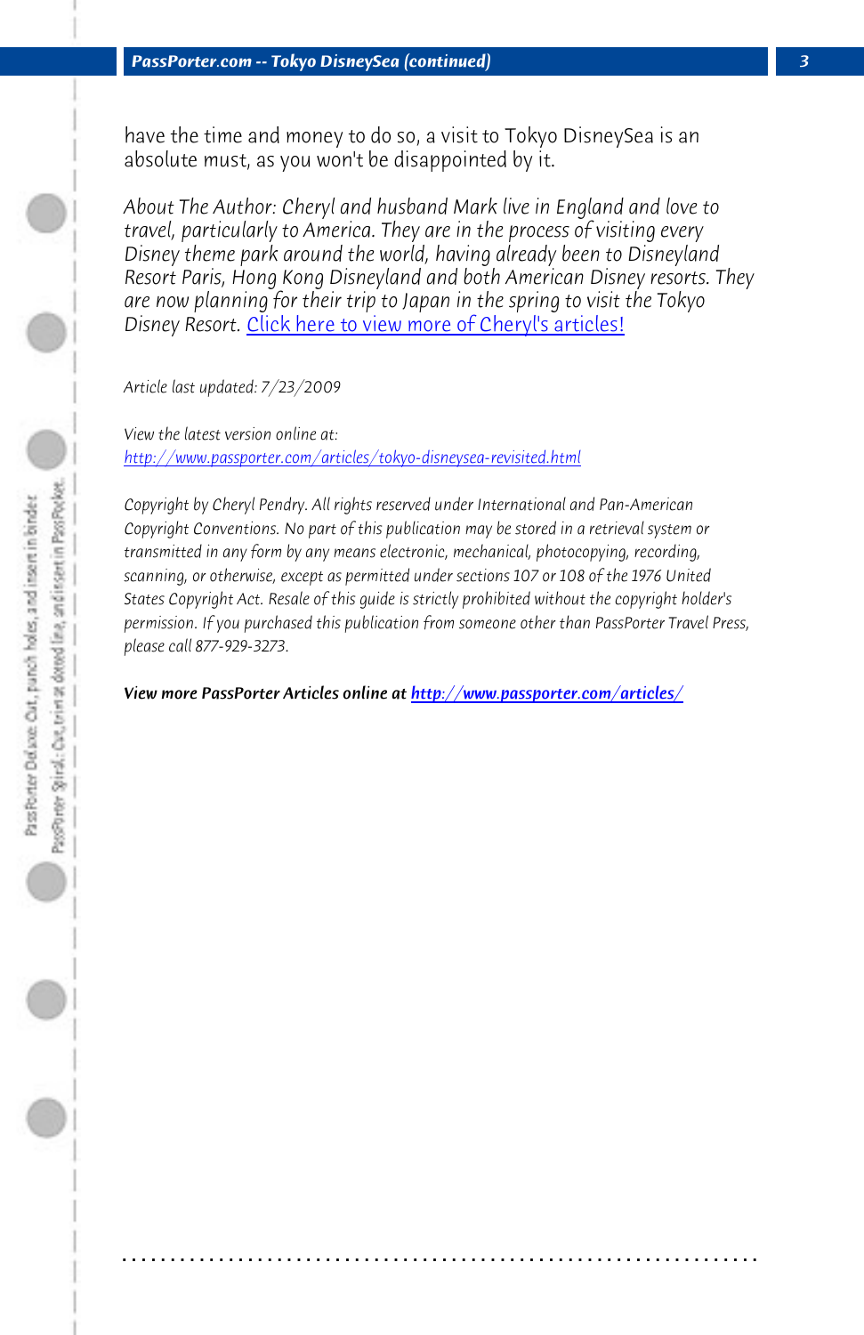have the time and money to do so, a visit to Tokyo DisneySea is an absolute must, as you won't be disappointed by it.

*About The Author: Cheryl and husband Mark live in England and love to travel, particularly to America. They are in the process of visiting every Disney theme park around the world, having already been to Disneyland Resort Paris, Hong Kong Disneyland and both American Disney resorts. They are now planning for their trip to Japan in the spring to visit the Tokyo Disney Resort.* Click here to view more of Cheryl's articles!

*Article last updated: 7/23/2009*

*View the latest version online at:*
*http://www.passporter.com/articles/tokyo-disneysea-revisited.html*

*Copyright by Cheryl Pendry. All rights reserved under International and Pan-American Copyright Conventions. No part of this publication may be stored in a retrieval system or transmitted in any form by any means electronic, mechanical, photocopying, recording, scanning, or otherwise, except as permitted under sections 107 or 108 of the 1976 United States Copyright Act. Resale of this guide is strictly prohibited without the copyright holder's permission. If you purchased this publication from someone other than PassPorter Travel Press, please call 877-929-3273.*

***View more PassPorter Articles online at http://www.passporter.com/articles/***